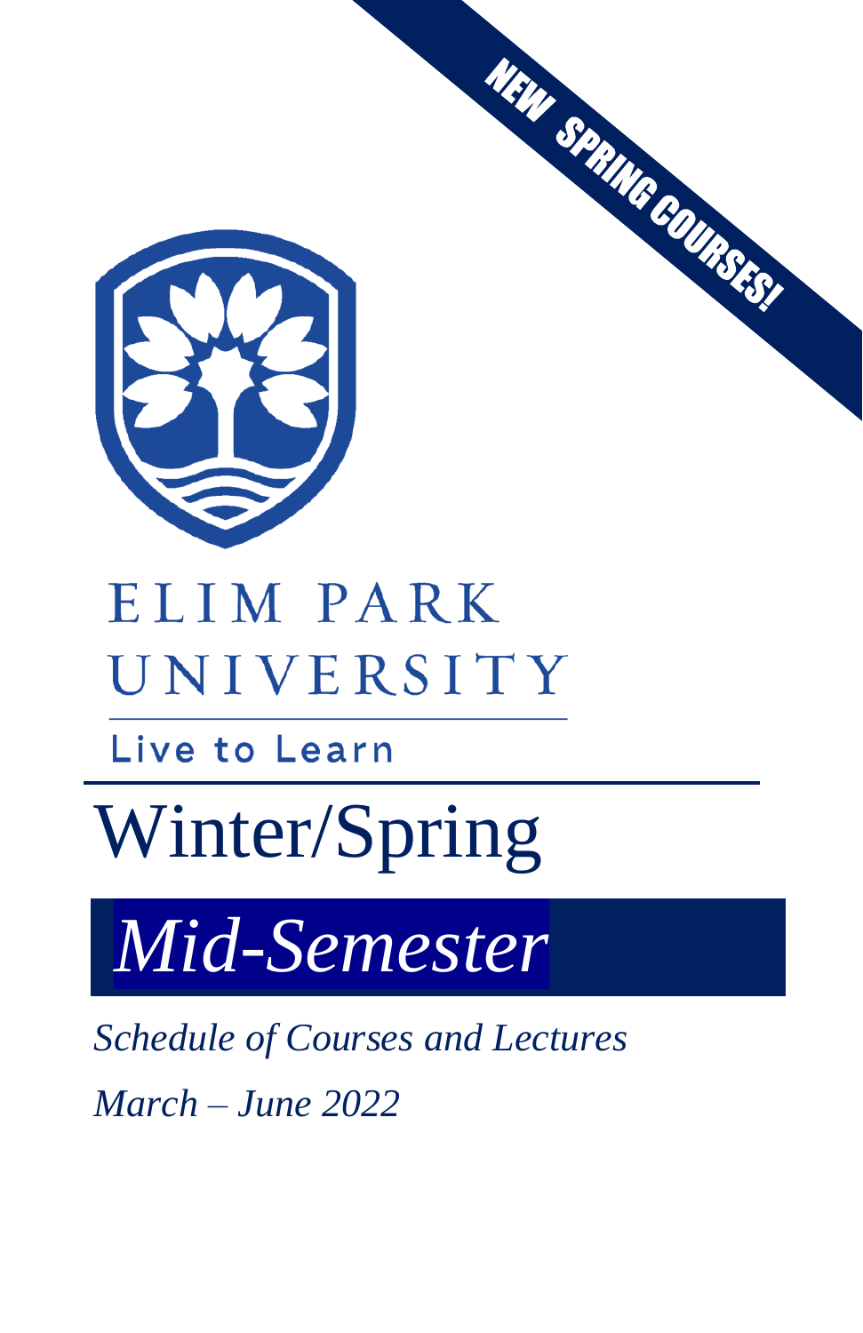NEW SPRING COURSES!

ELIM PARK UNIVERSITY

Live to Learn

# Winter/Spring

# *Mid-Semester*

*Schedule of Courses and Lectures*

*March – June 2022*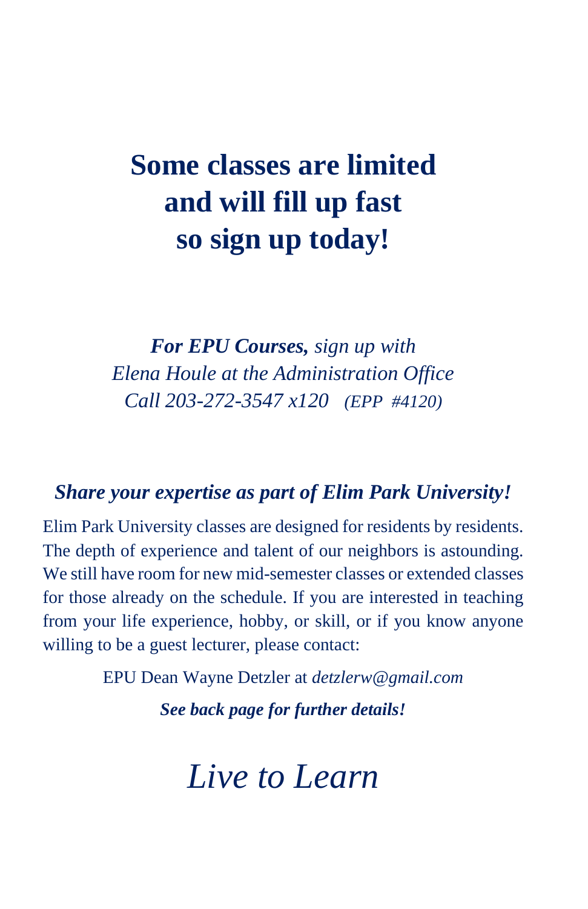# Some classes are limited and will fill up fast so sign up today!

***For EPU Courses,*** *sign up with*
*Elena Houle at the Administration Office*
*Call 203-272-3547 x120 (EPP #4120)*

***Share your expertise as part of Elim Park University!***

Elim Park University classes are designed for residents by residents. The depth of experience and talent of our neighbors is astounding. We still have room for new mid-semester classes or extended classes for those already on the schedule. If you are interested in teaching from your life experience, hobby, or skill, or if you know anyone willing to be a guest lecturer, please contact:

EPU Dean Wayne Detzler at *detzlerw@gmail.com*

***See back page for further details!***

*Live to Learn*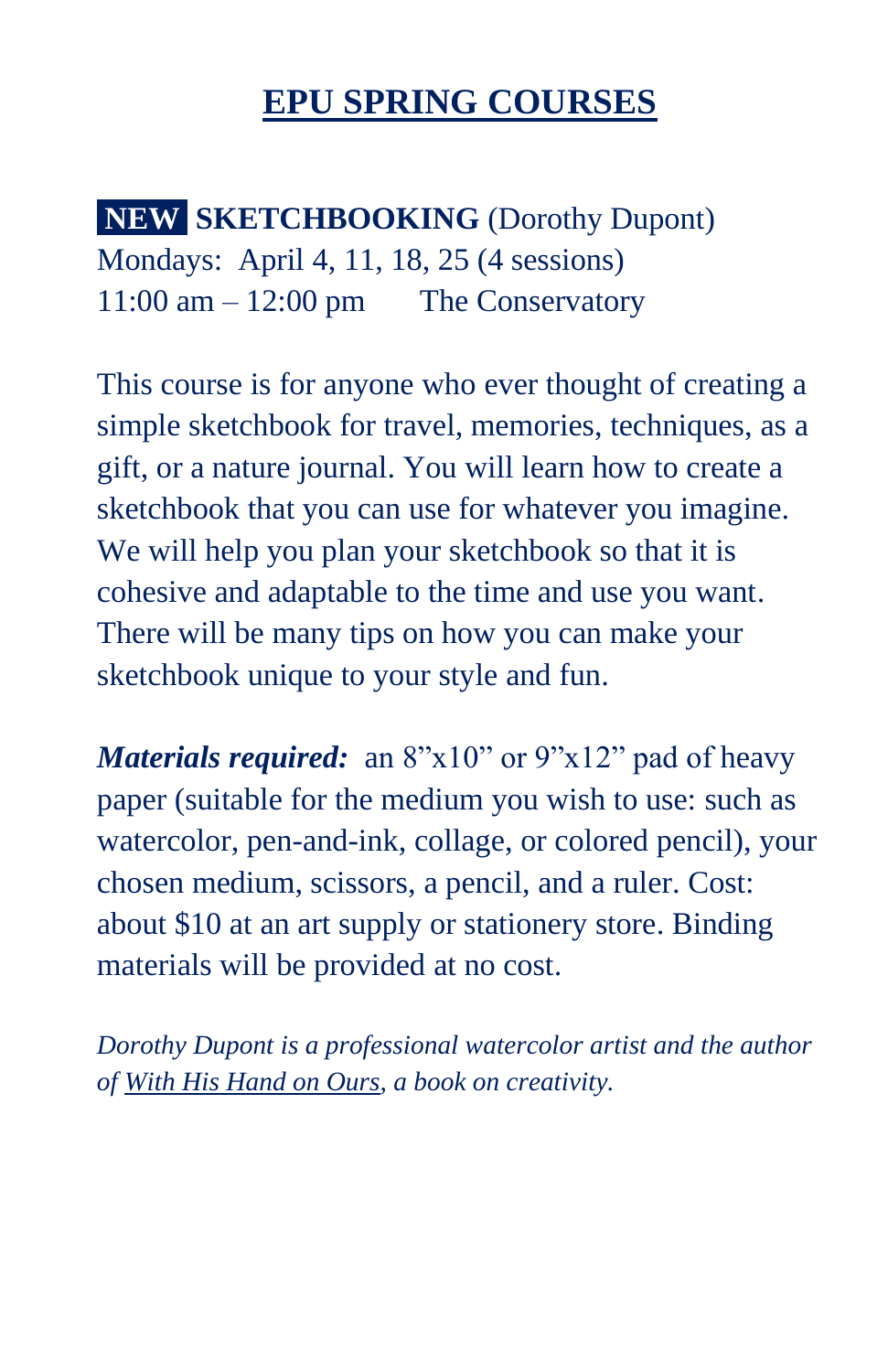# EPU SPRING COURSES

**NEW SKETCHBOOKING** (Dorothy Dupont)
Mondays: April 4, 11, 18, 25 (4 sessions)
11:00 am – 12:00 pm    The Conservatory

This course is for anyone who ever thought of creating a simple sketchbook for travel, memories, techniques, as a gift, or a nature journal. You will learn how to create a sketchbook that you can use for whatever you imagine. We will help you plan your sketchbook so that it is cohesive and adaptable to the time and use you want. There will be many tips on how you can make your sketchbook unique to your style and fun.

***Materials required:*** an 8"x10" or 9"x12" pad of heavy paper (suitable for the medium you wish to use: such as watercolor, pen-and-ink, collage, or colored pencil), your chosen medium, scissors, a pencil, and a ruler. Cost: about $10 at an art supply or stationery store. Binding materials will be provided at no cost.

*Dorothy Dupont is a professional watercolor artist and the author of <u>With His Hand on Ours</u>, a book on creativity.*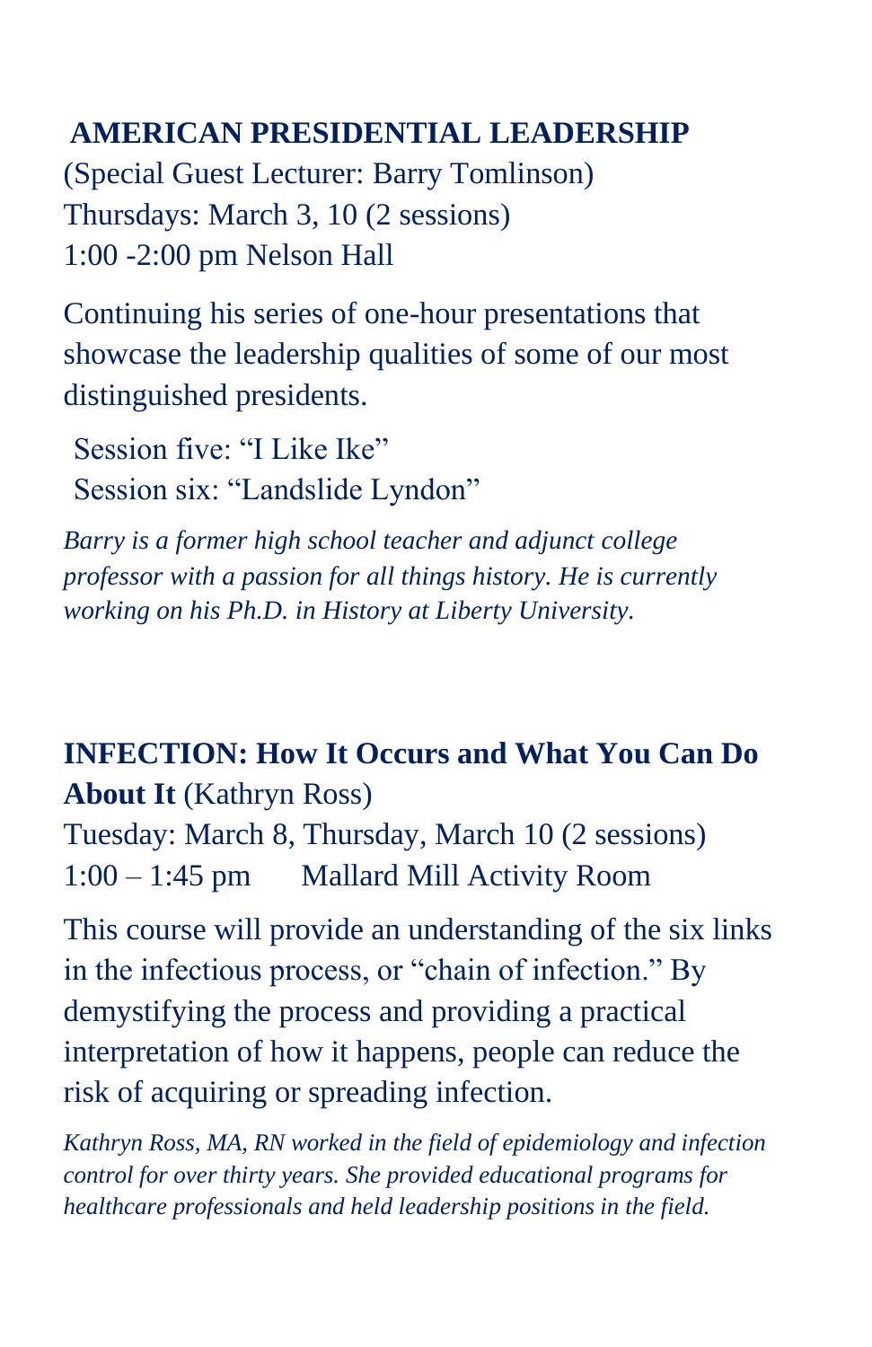**AMERICAN PRESIDENTIAL LEADERSHIP**
(Special Guest Lecturer: Barry Tomlinson)
Thursdays: March 3, 10 (2 sessions)
1:00 -2:00 pm Nelson Hall

Continuing his series of one-hour presentations that showcase the leadership qualities of some of our most distinguished presidents.

Session five: "I Like Ike"
Session six: "Landslide Lyndon"

*Barry is a former high school teacher and adjunct college professor with a passion for all things history. He is currently working on his Ph.D. in History at Liberty University.*

**INFECTION: How It Occurs and What You Can Do About It** (Kathryn Ross)
Tuesday: March 8, Thursday, March 10 (2 sessions)
1:00 – 1:45 pm Mallard Mill Activity Room

This course will provide an understanding of the six links in the infectious process, or "chain of infection." By demystifying the process and providing a practical interpretation of how it happens, people can reduce the risk of acquiring or spreading infection.

*Kathryn Ross, MA, RN worked in the field of epidemiology and infection control for over thirty years. She provided educational programs for healthcare professionals and held leadership positions in the field.*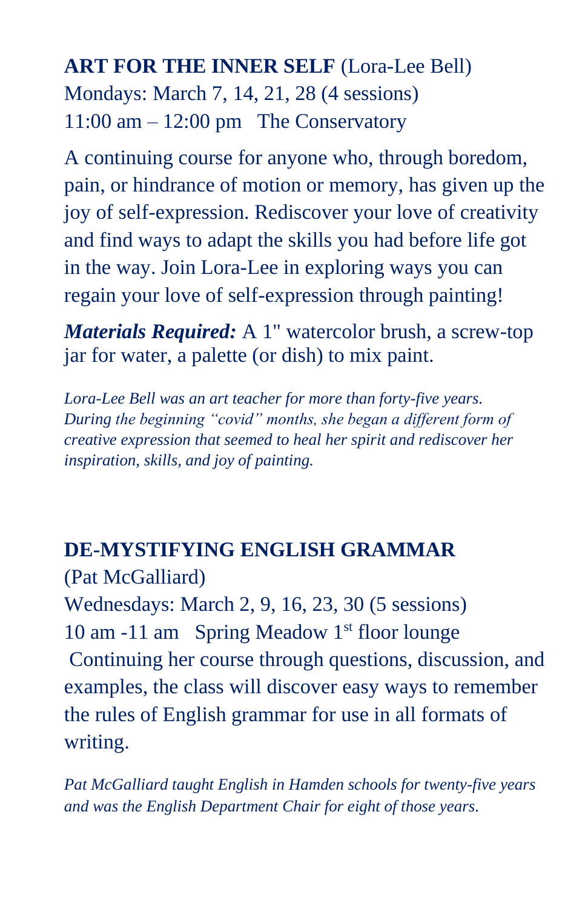**ART FOR THE INNER SELF** (Lora-Lee Bell)
Mondays: March 7, 14, 21, 28 (4 sessions)
11:00 am – 12:00 pm The Conservatory

A continuing course for anyone who, through boredom, pain, or hindrance of motion or memory, has given up the joy of self-expression. Rediscover your love of creativity and find ways to adapt the skills you had before life got in the way. Join Lora-Lee in exploring ways you can regain your love of self-expression through painting!

***Materials Required:*** A 1" watercolor brush, a screw-top jar for water, a palette (or dish) to mix paint.

*Lora-Lee Bell was an art teacher for more than forty-five years. During the beginning "covid" months, she began a different form of creative expression that seemed to heal her spirit and rediscover her inspiration, skills, and joy of painting.*

**DE-MYSTIFYING ENGLISH GRAMMAR**
(Pat McGalliard)
Wednesdays: March 2, 9, 16, 23, 30 (5 sessions)
10 am -11 am Spring Meadow 1st floor lounge
Continuing her course through questions, discussion, and examples, the class will discover easy ways to remember the rules of English grammar for use in all formats of writing.

*Pat McGalliard taught English in Hamden schools for twenty-five years and was the English Department Chair for eight of those years.*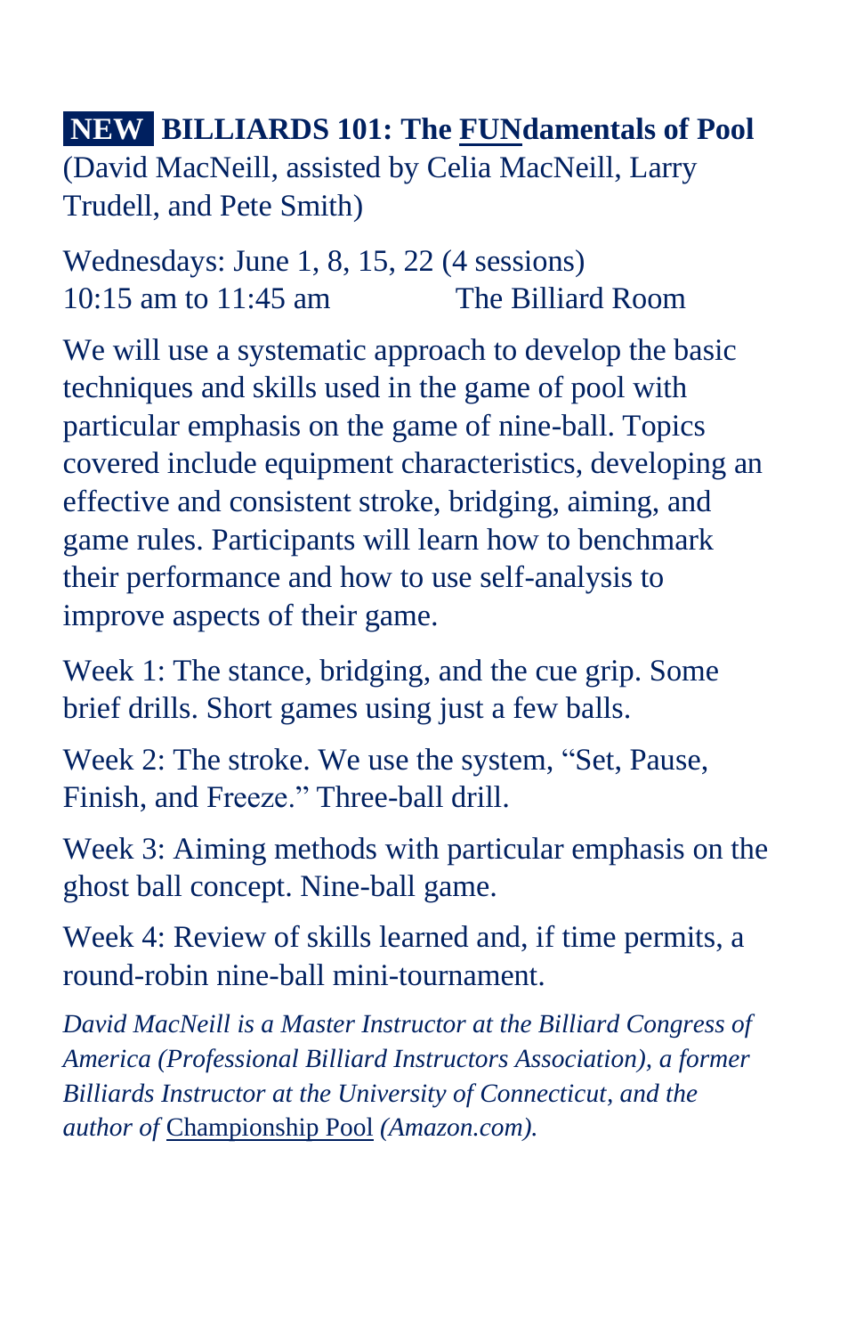**NEW BILLIARDS 101: The FUNdamentals of Pool**
(David MacNeill, assisted by Celia MacNeill, Larry Trudell, and Pete Smith)

Wednesdays: June 1, 8, 15, 22 (4 sessions)
10:15 am to 11:45 am The Billiard Room

We will use a systematic approach to develop the basic techniques and skills used in the game of pool with particular emphasis on the game of nine-ball. Topics covered include equipment characteristics, developing an effective and consistent stroke, bridging, aiming, and game rules. Participants will learn how to benchmark their performance and how to use self-analysis to improve aspects of their game.

Week 1: The stance, bridging, and the cue grip. Some brief drills. Short games using just a few balls.

Week 2: The stroke. We use the system, "Set, Pause, Finish, and Freeze." Three-ball drill.

Week 3: Aiming methods with particular emphasis on the ghost ball concept. Nine-ball game.

Week 4: Review of skills learned and, if time permits, a round-robin nine-ball mini-tournament.

*David MacNeill is a Master Instructor at the Billiard Congress of America (Professional Billiard Instructors Association), a former Billiards Instructor at the University of Connecticut, and the author of* Championship Pool *(Amazon.com).*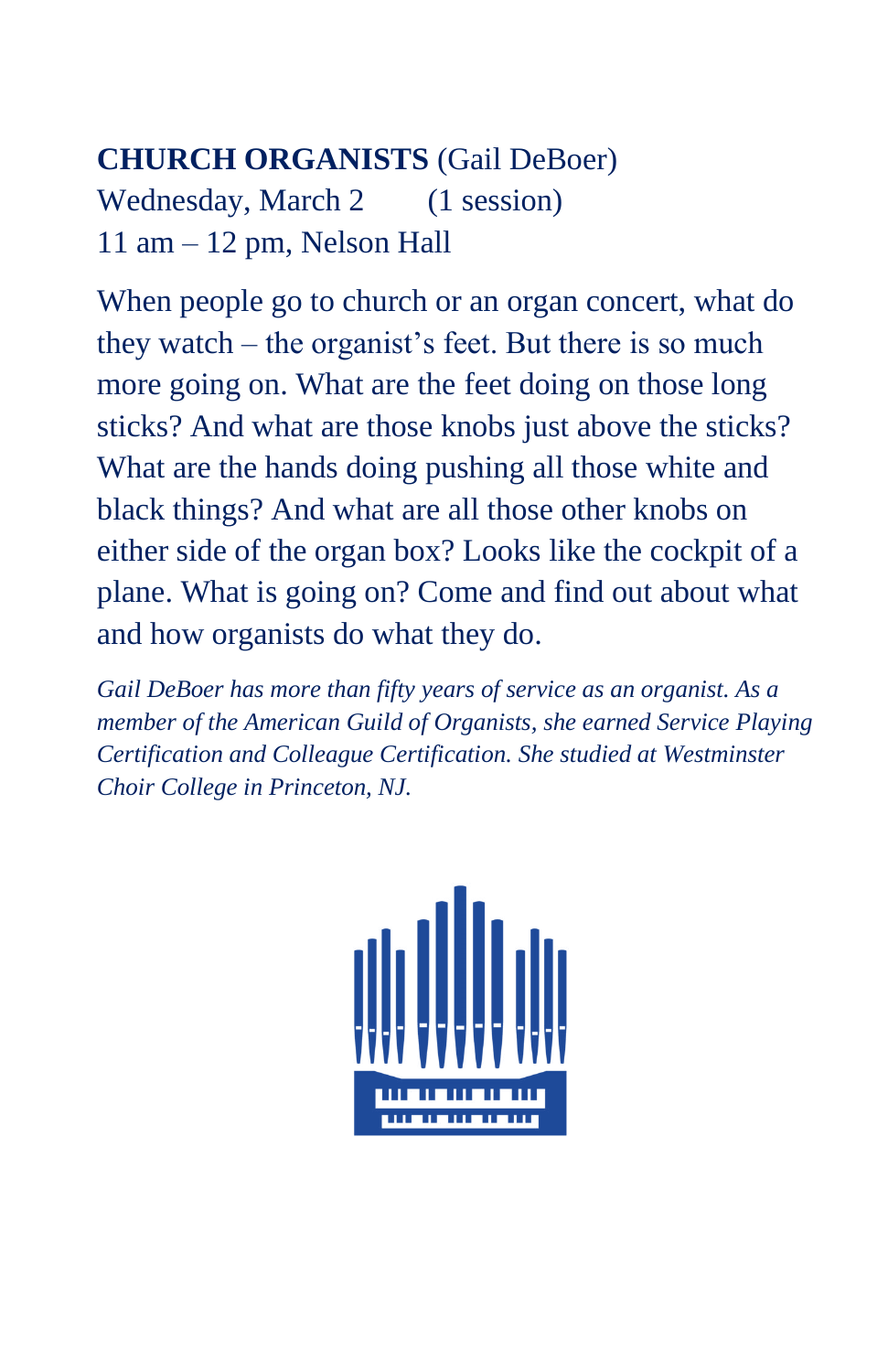**CHURCH ORGANISTS** (Gail DeBoer)
Wednesday, March 2 (1 session)
11 am – 12 pm, Nelson Hall

When people go to church or an organ concert, what do they watch – the organist's feet. But there is so much more going on. What are the feet doing on those long sticks? And what are those knobs just above the sticks? What are the hands doing pushing all those white and black things? And what are all those other knobs on either side of the organ box? Looks like the cockpit of a plane. What is going on? Come and find out about what and how organists do what they do.

*Gail DeBoer has more than fifty years of service as an organist. As a member of the American Guild of Organists, she earned Service Playing Certification and Colleague Certification. She studied at Westminster Choir College in Princeton, NJ.*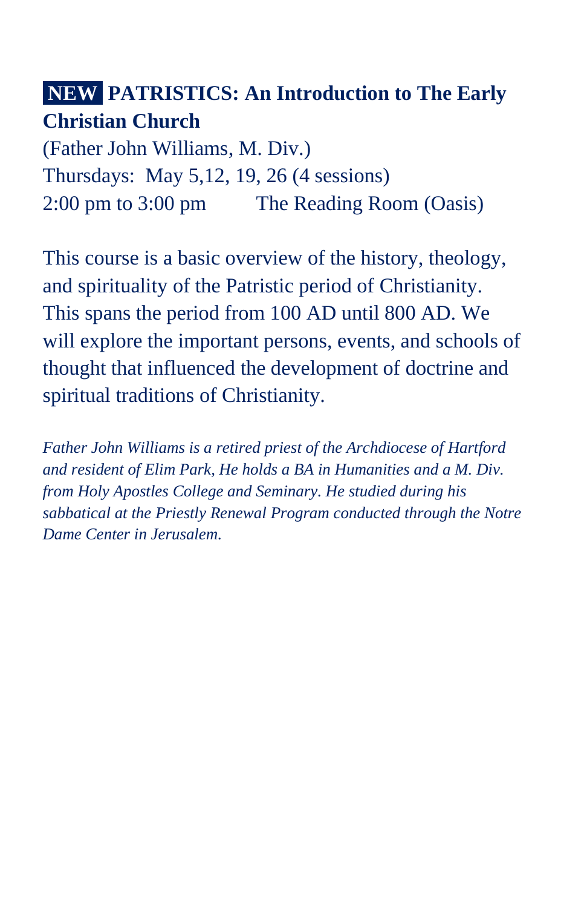**NEW PATRISTICS: An Introduction to The Early Christian Church**

(Father John Williams, M. Div.)
Thursdays: May 5,12, 19, 26 (4 sessions)
2:00 pm to 3:00 pm The Reading Room (Oasis)

This course is a basic overview of the history, theology, and spirituality of the Patristic period of Christianity. This spans the period from 100 AD until 800 AD. We will explore the important persons, events, and schools of thought that influenced the development of doctrine and spiritual traditions of Christianity.

*Father John Williams is a retired priest of the Archdiocese of Hartford and resident of Elim Park, He holds a BA in Humanities and a M. Div. from Holy Apostles College and Seminary. He studied during his sabbatical at the Priestly Renewal Program conducted through the Notre Dame Center in Jerusalem.*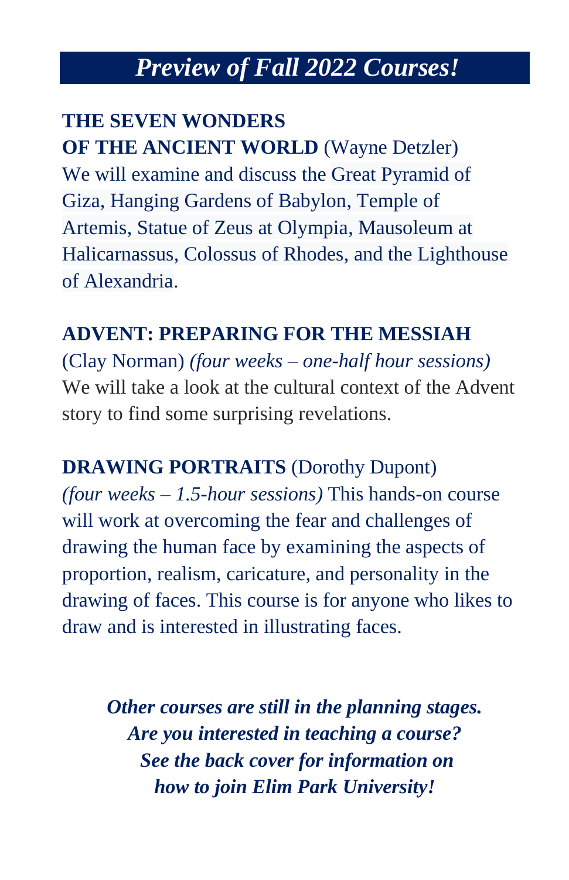# *Preview of Fall 2022 Courses!*

**THE SEVEN WONDERS OF THE ANCIENT WORLD** (Wayne Detzler)
We will examine and discuss the Great Pyramid of Giza, Hanging Gardens of Babylon, Temple of Artemis, Statue of Zeus at Olympia, Mausoleum at Halicarnassus, Colossus of Rhodes, and the Lighthouse of Alexandria.

**ADVENT: PREPARING FOR THE MESSIAH** (Clay Norman) *(four weeks – one-half hour sessions)* We will take a look at the cultural context of the Advent story to find some surprising revelations.

**DRAWING PORTRAITS** (Dorothy Dupont) *(four weeks – 1.5-hour sessions)* This hands-on course will work at overcoming the fear and challenges of drawing the human face by examining the aspects of proportion, realism, caricature, and personality in the drawing of faces. This course is for anyone who likes to draw and is interested in illustrating faces.

***Other courses are still in the planning stages. Are you interested in teaching a course? See the back cover for information on how to join Elim Park University!***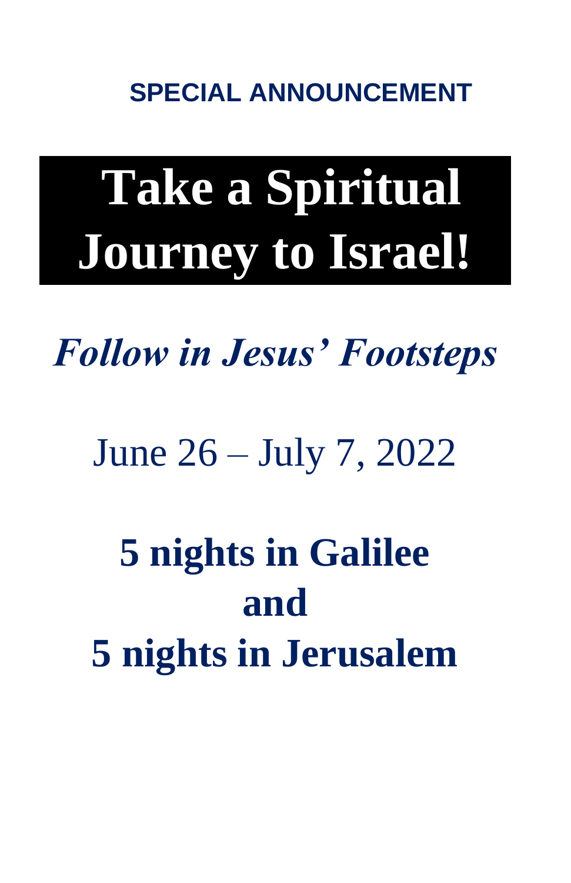**SPECIAL ANNOUNCEMENT**

# Take a Spiritual Journey to Israel!

***Follow in Jesus' Footsteps***

June 26 – July 7, 2022

**5 nights in Galilee**
**and**
**5 nights in Jerusalem**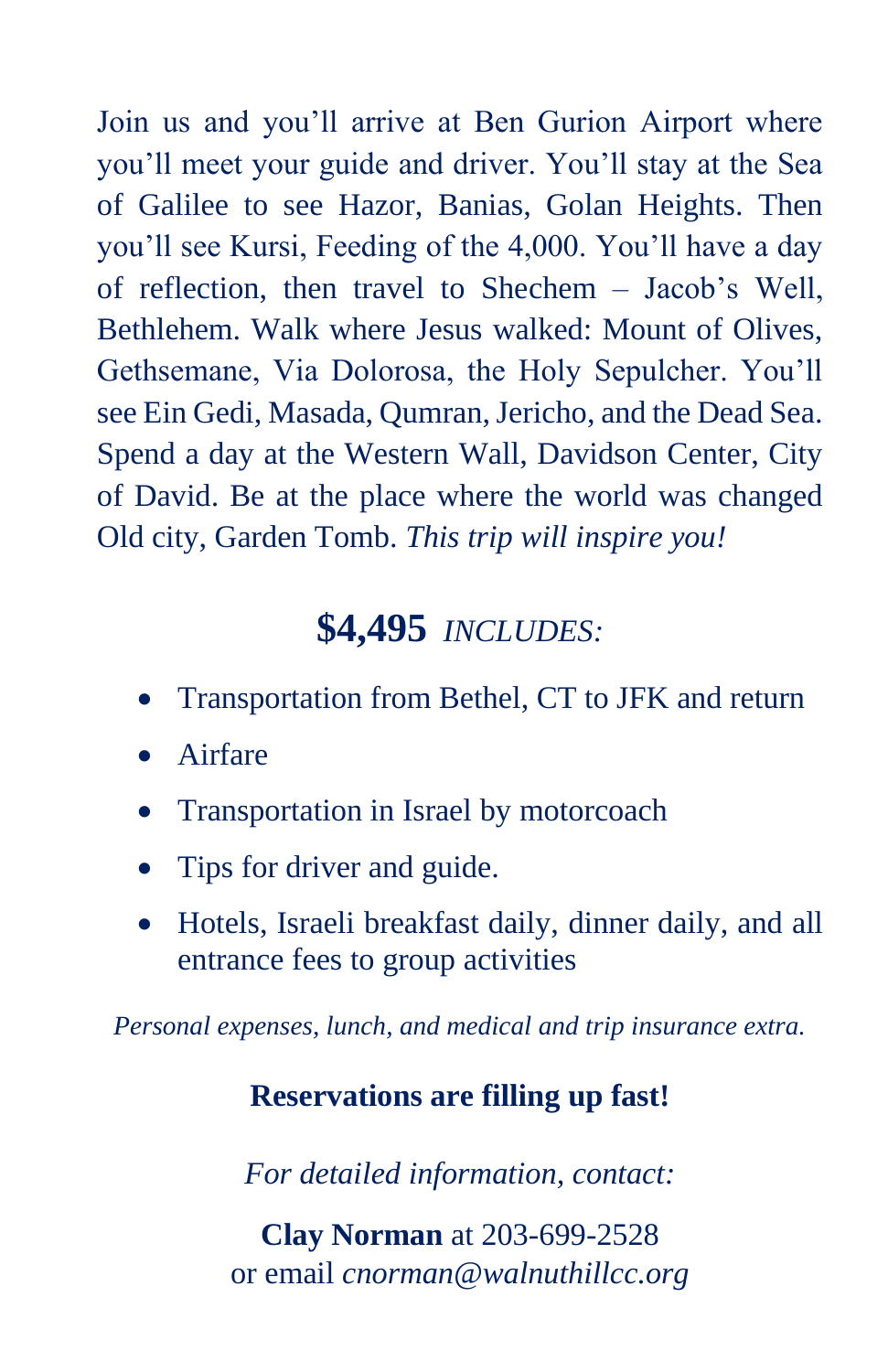Join us and you'll arrive at Ben Gurion Airport where you'll meet your guide and driver. You'll stay at the Sea of Galilee to see Hazor, Banias, Golan Heights. Then you'll see Kursi, Feeding of the 4,000. You'll have a day of reflection, then travel to Shechem – Jacob's Well, Bethlehem. Walk where Jesus walked: Mount of Olives, Gethsemane, Via Dolorosa, the Holy Sepulcher. You'll see Ein Gedi, Masada, Qumran, Jericho, and the Dead Sea. Spend a day at the Western Wall, Davidson Center, City of David. Be at the place where the world was changed Old city, Garden Tomb. *This trip will inspire you!*

**$4,495** *INCLUDES:*

- Transportation from Bethel, CT to JFK and return
- Airfare
- Transportation in Israel by motorcoach
- Tips for driver and guide.
- Hotels, Israeli breakfast daily, dinner daily, and all entrance fees to group activities

*Personal expenses, lunch, and medical and trip insurance extra.*

**Reservations are filling up fast!**

*For detailed information, contact:*

**Clay Norman** at 203-699-2528
or email *cnorman@walnuthillcc.org*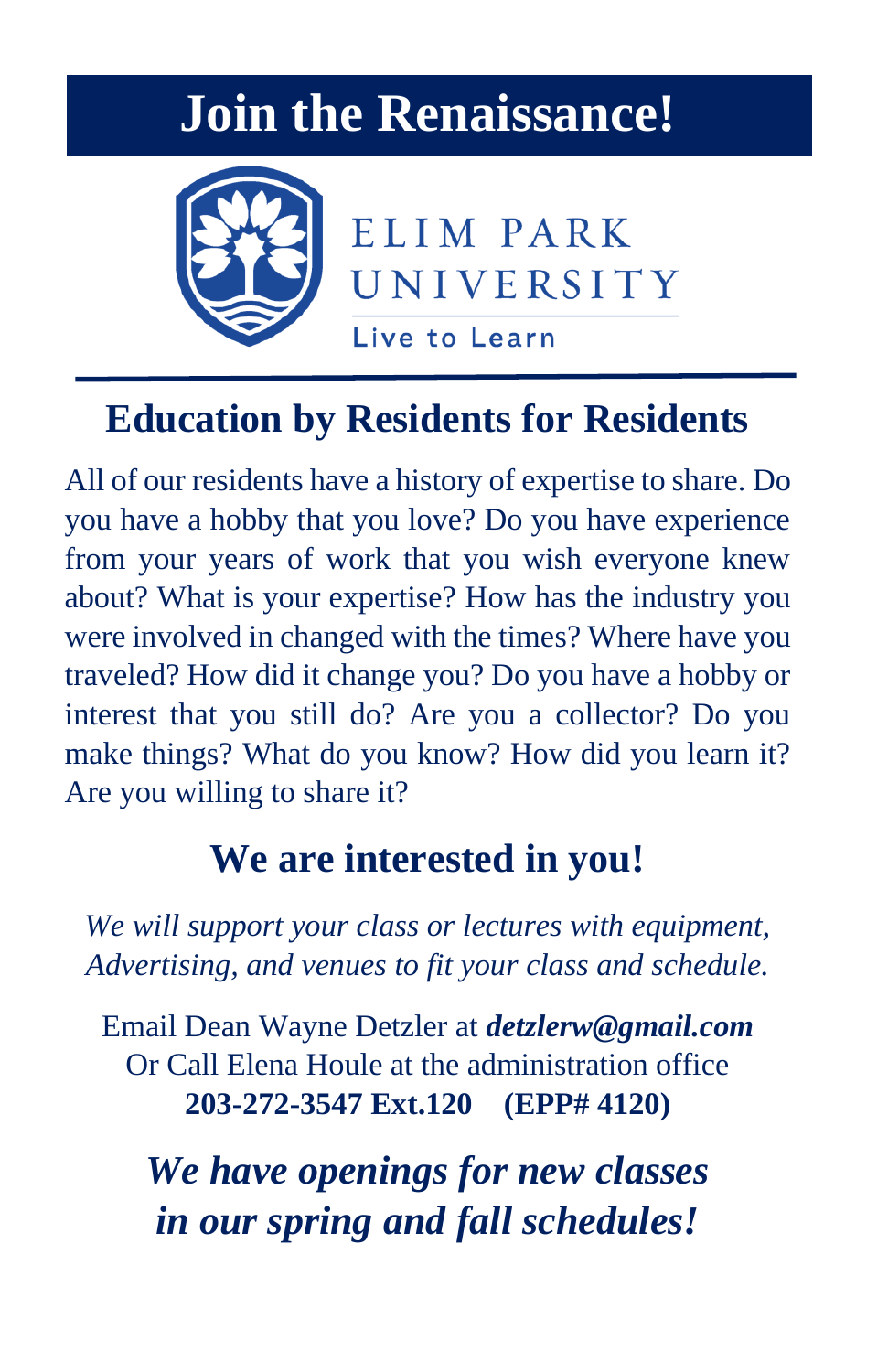# Join the Renaissance!

ELIM PARK UNIVERSITY

Live to Learn

## Education by Residents for Residents

All of our residents have a history of expertise to share. Do you have a hobby that you love? Do you have experience from your years of work that you wish everyone knew about? What is your expertise? How has the industry you were involved in changed with the times? Where have you traveled? How did it change you? Do you have a hobby or interest that you still do? Are you a collector? Do you make things? What do you know? How did you learn it? Are you willing to share it?

## We are interested in you!

*We will support your class or lectures with equipment, Advertising, and venues to fit your class and schedule.*

Email Dean Wayne Detzler at ***detzlerw@gmail.com***
Or Call Elena Houle at the administration office
**203-272-3547 Ext.120 (EPP# 4120)**

***We have openings for new classes in our spring and fall schedules!***